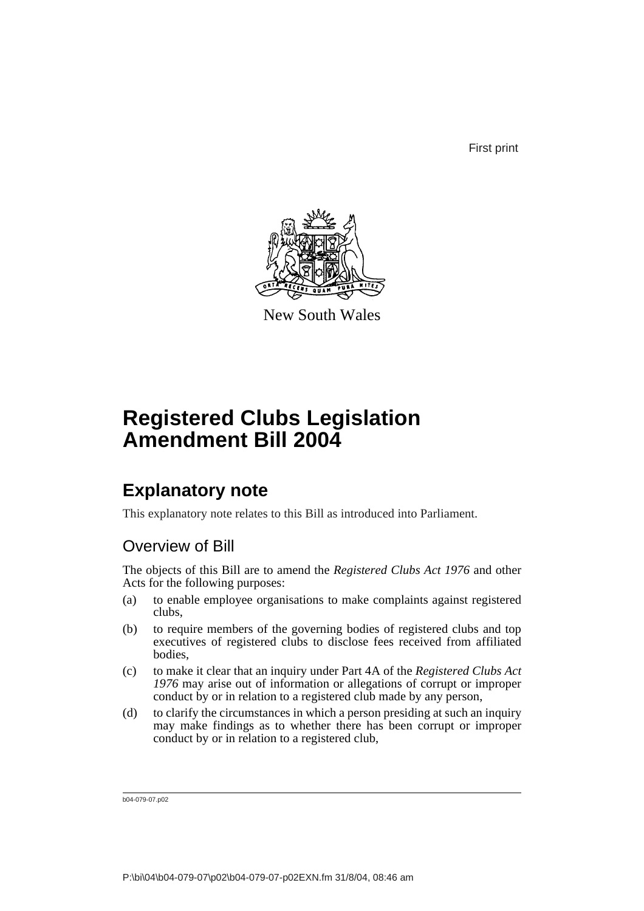First print

New South Wales

# Registered Clubs Legislation Amendment Bill 2004

## Explanatory note

This explanatory note relates to this Bill as introduced into Parliament.

### Overview of Bill

The objects of this Bill are to amend the *Registered Clubs Act 1976* and other Acts for the following purposes:

(a) to enable employee organisations to make complaints against registered clubs,

(b) to require members of the governing bodies of registered clubs and top executives of registered clubs to disclose fees received from affiliated bodies,

(c) to make it clear that an inquiry under Part 4A of the *Registered Clubs Act 1976* may arise out of information or allegations of corrupt or improper conduct by or in relation to a registered club made by any person,

(d) to clarify the circumstances in which a person presiding at such an inquiry may make findings as to whether there has been corrupt or improper conduct by or in relation to a registered club,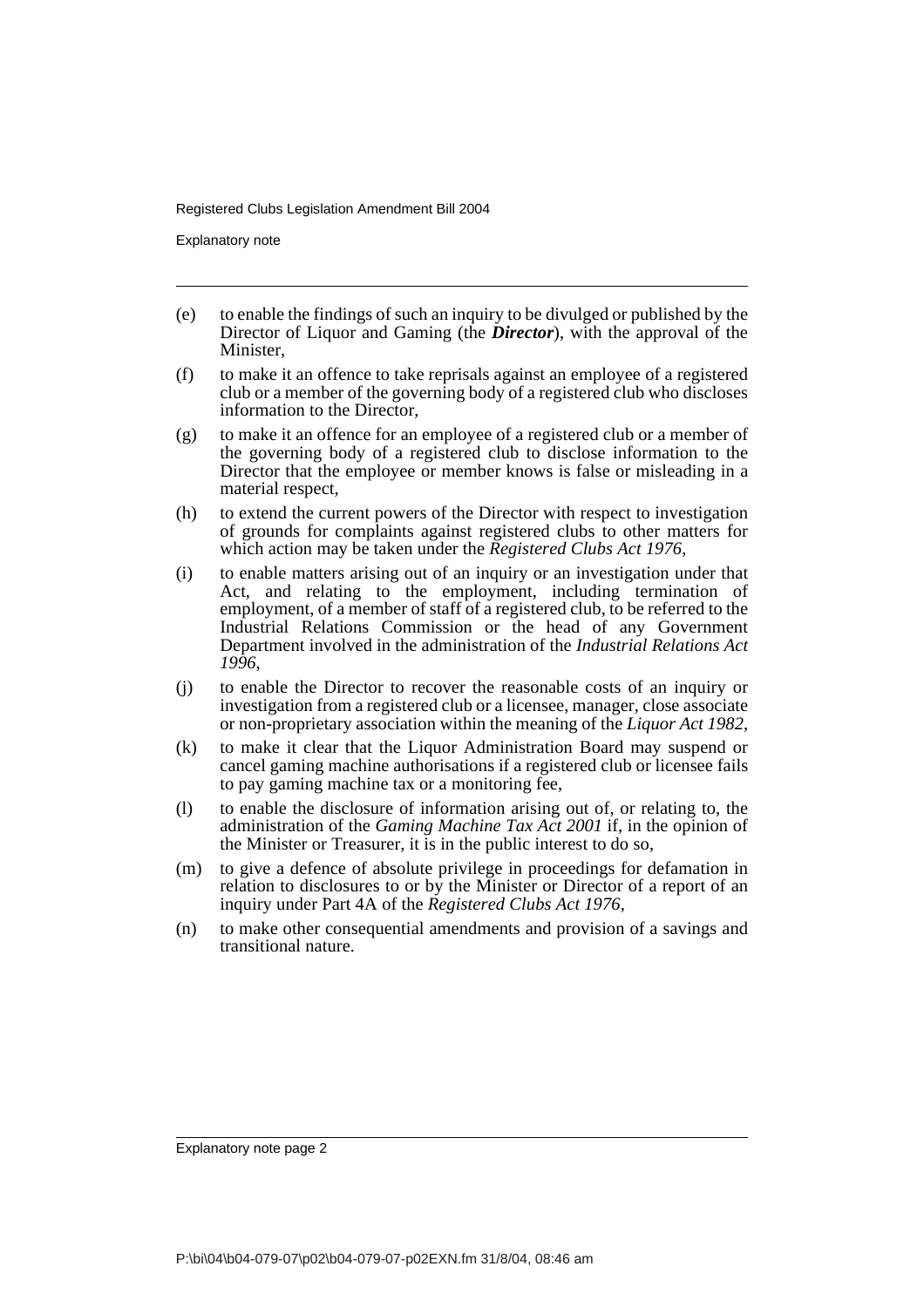(e) to enable the findings of such an inquiry to be divulged or published by the Director of Liquor and Gaming (the ***Director***), with the approval of the Minister,

(f) to make it an offence to take reprisals against an employee of a registered club or a member of the governing body of a registered club who discloses information to the Director,

(g) to make it an offence for an employee of a registered club or a member of the governing body of a registered club to disclose information to the Director that the employee or member knows is false or misleading in a material respect,

(h) to extend the current powers of the Director with respect to investigation of grounds for complaints against registered clubs to other matters for which action may be taken under the *Registered Clubs Act 1976*,

(i) to enable matters arising out of an inquiry or an investigation under that Act, and relating to the employment, including termination of employment, of a member of staff of a registered club, to be referred to the Industrial Relations Commission or the head of any Government Department involved in the administration of the *Industrial Relations Act 1996*,

(j) to enable the Director to recover the reasonable costs of an inquiry or investigation from a registered club or a licensee, manager, close associate or non-proprietary association within the meaning of the *Liquor Act 1982*,

(k) to make it clear that the Liquor Administration Board may suspend or cancel gaming machine authorisations if a registered club or licensee fails to pay gaming machine tax or a monitoring fee,

(l) to enable the disclosure of information arising out of, or relating to, the administration of the *Gaming Machine Tax Act 2001* if, in the opinion of the Minister or Treasurer, it is in the public interest to do so,

(m) to give a defence of absolute privilege in proceedings for defamation in relation to disclosures to or by the Minister or Director of a report of an inquiry under Part 4A of the *Registered Clubs Act 1976*,

(n) to make other consequential amendments and provision of a savings and transitional nature.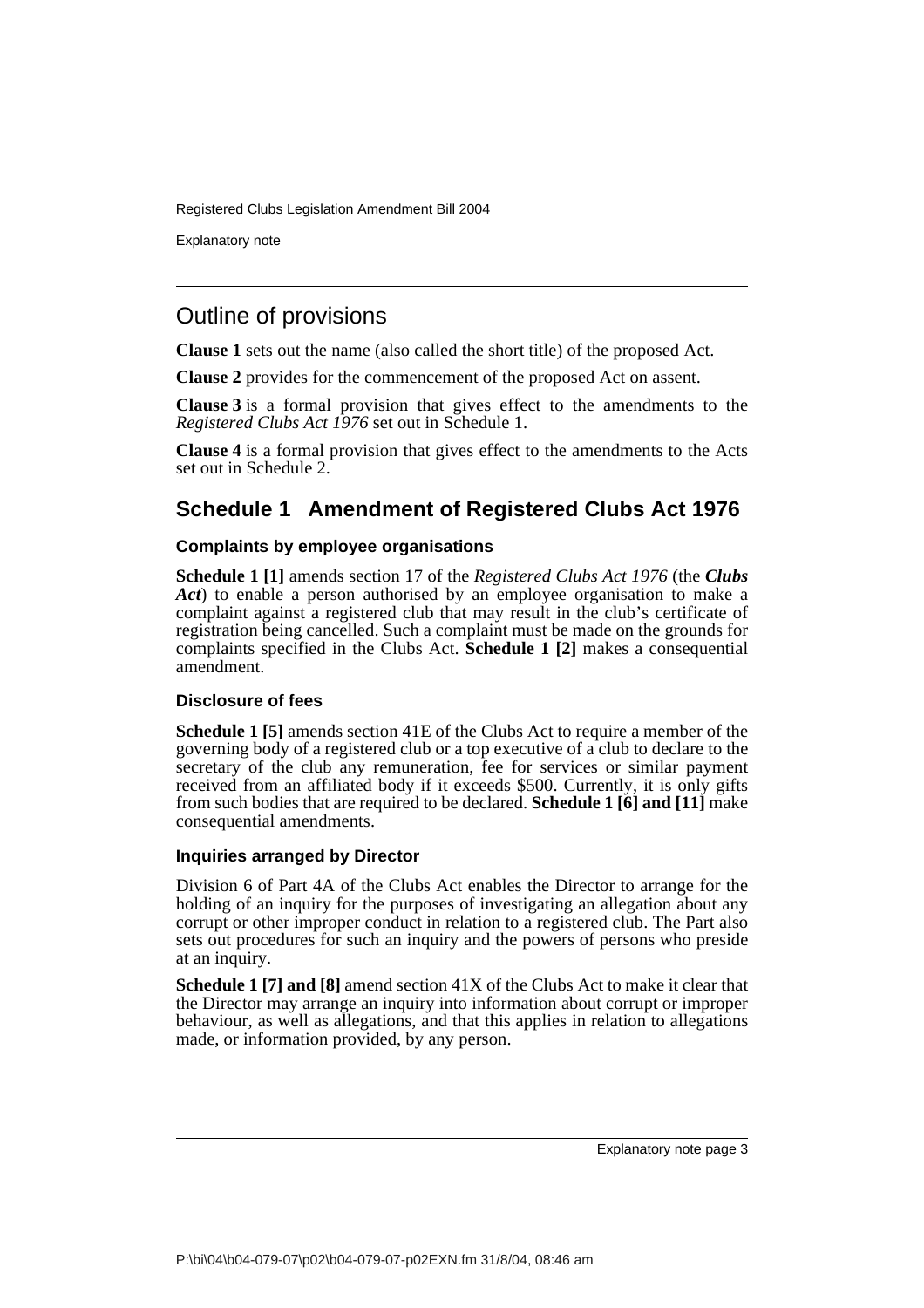## Outline of provisions

**Clause 1** sets out the name (also called the short title) of the proposed Act.

**Clause 2** provides for the commencement of the proposed Act on assent.

**Clause 3** is a formal provision that gives effect to the amendments to the *Registered Clubs Act 1976* set out in Schedule 1.

**Clause 4** is a formal provision that gives effect to the amendments to the Acts set out in Schedule 2.

## Schedule 1 Amendment of Registered Clubs Act 1976

### Complaints by employee organisations

**Schedule 1 [1]** amends section 17 of the *Registered Clubs Act 1976* (the ***Clubs Act***) to enable a person authorised by an employee organisation to make a complaint against a registered club that may result in the club's certificate of registration being cancelled. Such a complaint must be made on the grounds for complaints specified in the Clubs Act. **Schedule 1 [2]** makes a consequential amendment.

### Disclosure of fees

**Schedule 1 [5]** amends section 41E of the Clubs Act to require a member of the governing body of a registered club or a top executive of a club to declare to the secretary of the club any remuneration, fee for services or similar payment received from an affiliated body if it exceeds $500. Currently, it is only gifts from such bodies that are required to be declared. **Schedule 1 [6] and [11]** make consequential amendments.

### Inquiries arranged by Director

Division 6 of Part 4A of the Clubs Act enables the Director to arrange for the holding of an inquiry for the purposes of investigating an allegation about any corrupt or other improper conduct in relation to a registered club. The Part also sets out procedures for such an inquiry and the powers of persons who preside at an inquiry.

**Schedule 1 [7] and [8]** amend section 41X of the Clubs Act to make it clear that the Director may arrange an inquiry into information about corrupt or improper behaviour, as well as allegations, and that this applies in relation to allegations made, or information provided, by any person.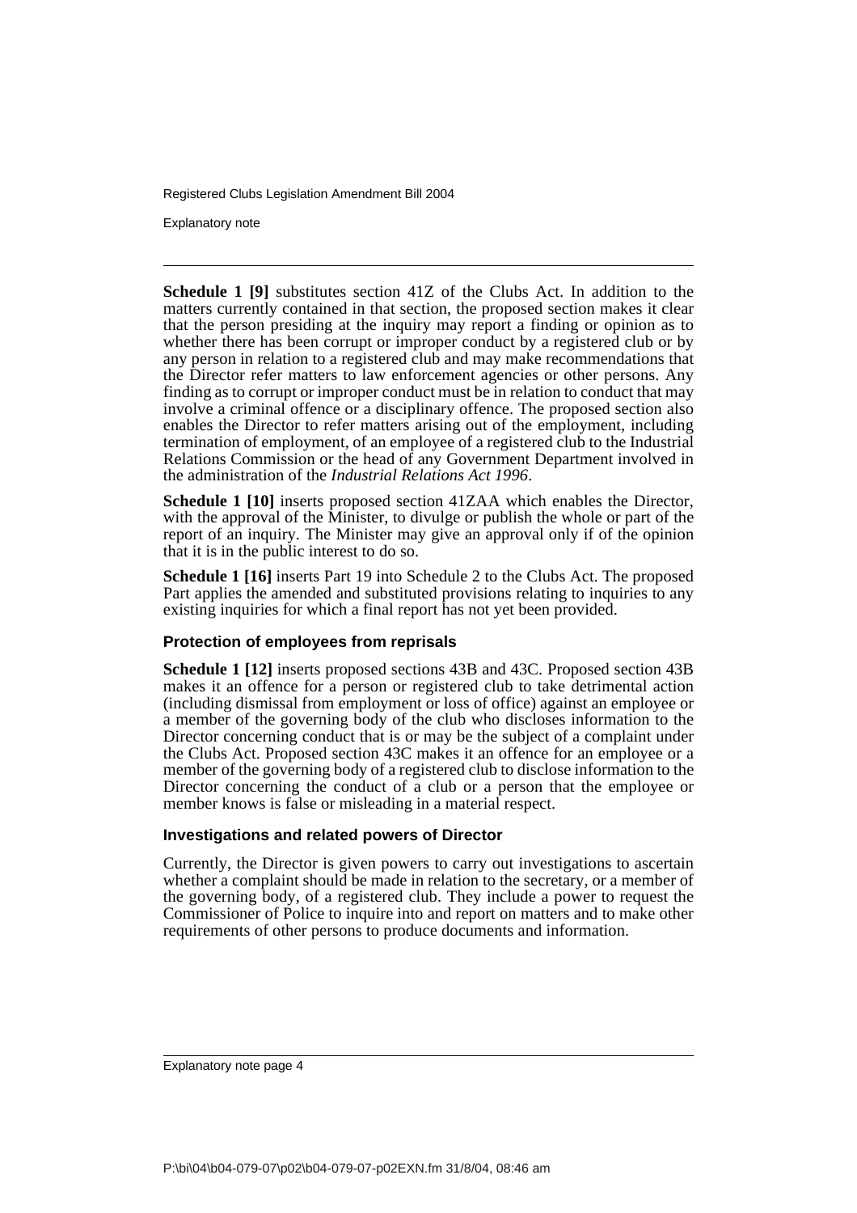**Schedule 1 [9]** substitutes section 41Z of the Clubs Act. In addition to the matters currently contained in that section, the proposed section makes it clear that the person presiding at the inquiry may report a finding or opinion as to whether there has been corrupt or improper conduct by a registered club or by any person in relation to a registered club and may make recommendations that the Director refer matters to law enforcement agencies or other persons. Any finding as to corrupt or improper conduct must be in relation to conduct that may involve a criminal offence or a disciplinary offence. The proposed section also enables the Director to refer matters arising out of the employment, including termination of employment, of an employee of a registered club to the Industrial Relations Commission or the head of any Government Department involved in the administration of the *Industrial Relations Act 1996*.

**Schedule 1 [10]** inserts proposed section 41ZAA which enables the Director, with the approval of the Minister, to divulge or publish the whole or part of the report of an inquiry. The Minister may give an approval only if of the opinion that it is in the public interest to do so.

**Schedule 1 [16]** inserts Part 19 into Schedule 2 to the Clubs Act. The proposed Part applies the amended and substituted provisions relating to inquiries to any existing inquiries for which a final report has not yet been provided.

### Protection of employees from reprisals

**Schedule 1 [12]** inserts proposed sections 43B and 43C. Proposed section 43B makes it an offence for a person or registered club to take detrimental action (including dismissal from employment or loss of office) against an employee or a member of the governing body of the club who discloses information to the Director concerning conduct that is or may be the subject of a complaint under the Clubs Act. Proposed section 43C makes it an offence for an employee or a member of the governing body of a registered club to disclose information to the Director concerning the conduct of a club or a person that the employee or member knows is false or misleading in a material respect.

### Investigations and related powers of Director

Currently, the Director is given powers to carry out investigations to ascertain whether a complaint should be made in relation to the secretary, or a member of the governing body, of a registered club. They include a power to request the Commissioner of Police to inquire into and report on matters and to make other requirements of other persons to produce documents and information.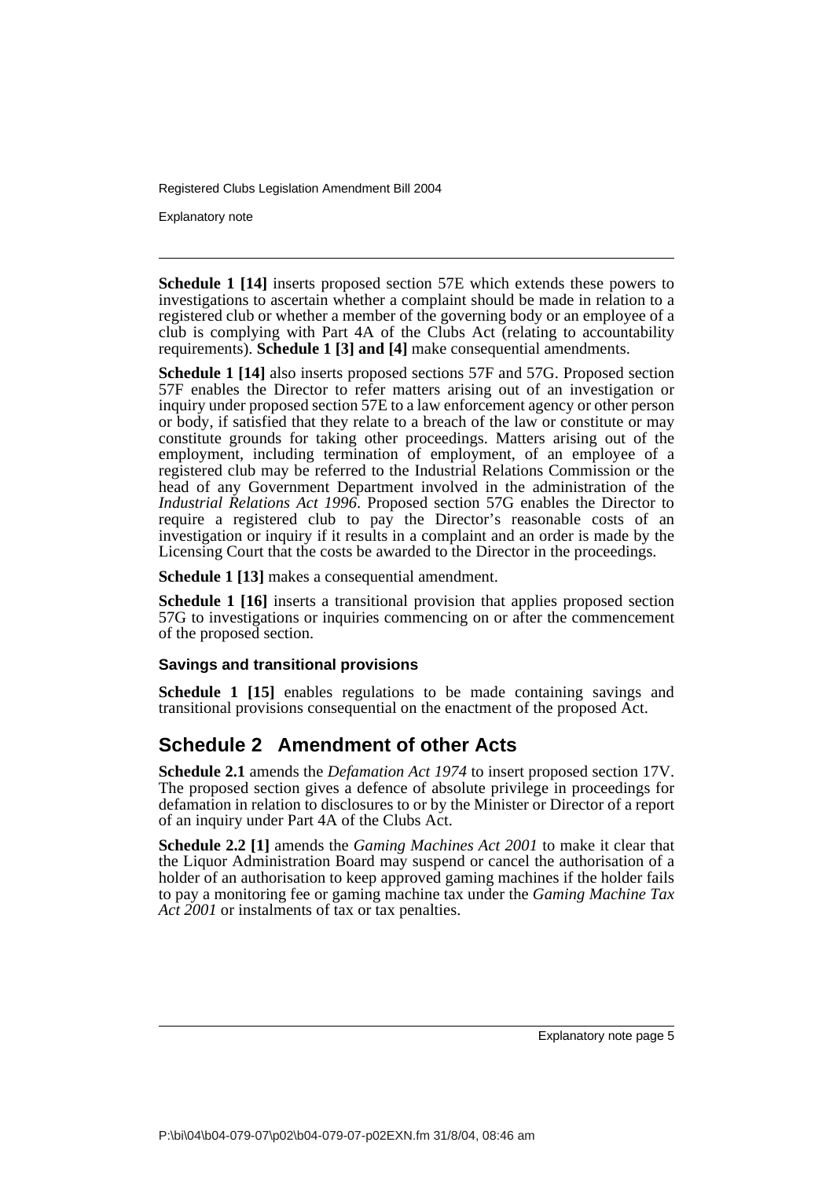**Schedule 1 [14]** inserts proposed section 57E which extends these powers to investigations to ascertain whether a complaint should be made in relation to a registered club or whether a member of the governing body or an employee of a club is complying with Part 4A of the Clubs Act (relating to accountability requirements). **Schedule 1 [3] and [4]** make consequential amendments.

**Schedule 1 [14]** also inserts proposed sections 57F and 57G. Proposed section 57F enables the Director to refer matters arising out of an investigation or inquiry under proposed section 57E to a law enforcement agency or other person or body, if satisfied that they relate to a breach of the law or constitute or may constitute grounds for taking other proceedings. Matters arising out of the employment, including termination of employment, of an employee of a registered club may be referred to the Industrial Relations Commission or the head of any Government Department involved in the administration of the *Industrial Relations Act 1996*. Proposed section 57G enables the Director to require a registered club to pay the Director's reasonable costs of an investigation or inquiry if it results in a complaint and an order is made by the Licensing Court that the costs be awarded to the Director in the proceedings.

**Schedule 1 [13]** makes a consequential amendment.

**Schedule 1 [16]** inserts a transitional provision that applies proposed section 57G to investigations or inquiries commencing on or after the commencement of the proposed section.

### Savings and transitional provisions

**Schedule 1 [15]** enables regulations to be made containing savings and transitional provisions consequential on the enactment of the proposed Act.

## Schedule 2 Amendment of other Acts

**Schedule 2.1** amends the *Defamation Act 1974* to insert proposed section 17V. The proposed section gives a defence of absolute privilege in proceedings for defamation in relation to disclosures to or by the Minister or Director of a report of an inquiry under Part 4A of the Clubs Act.

**Schedule 2.2 [1]** amends the *Gaming Machines Act 2001* to make it clear that the Liquor Administration Board may suspend or cancel the authorisation of a holder of an authorisation to keep approved gaming machines if the holder fails to pay a monitoring fee or gaming machine tax under the *Gaming Machine Tax Act 2001* or instalments of tax or tax penalties.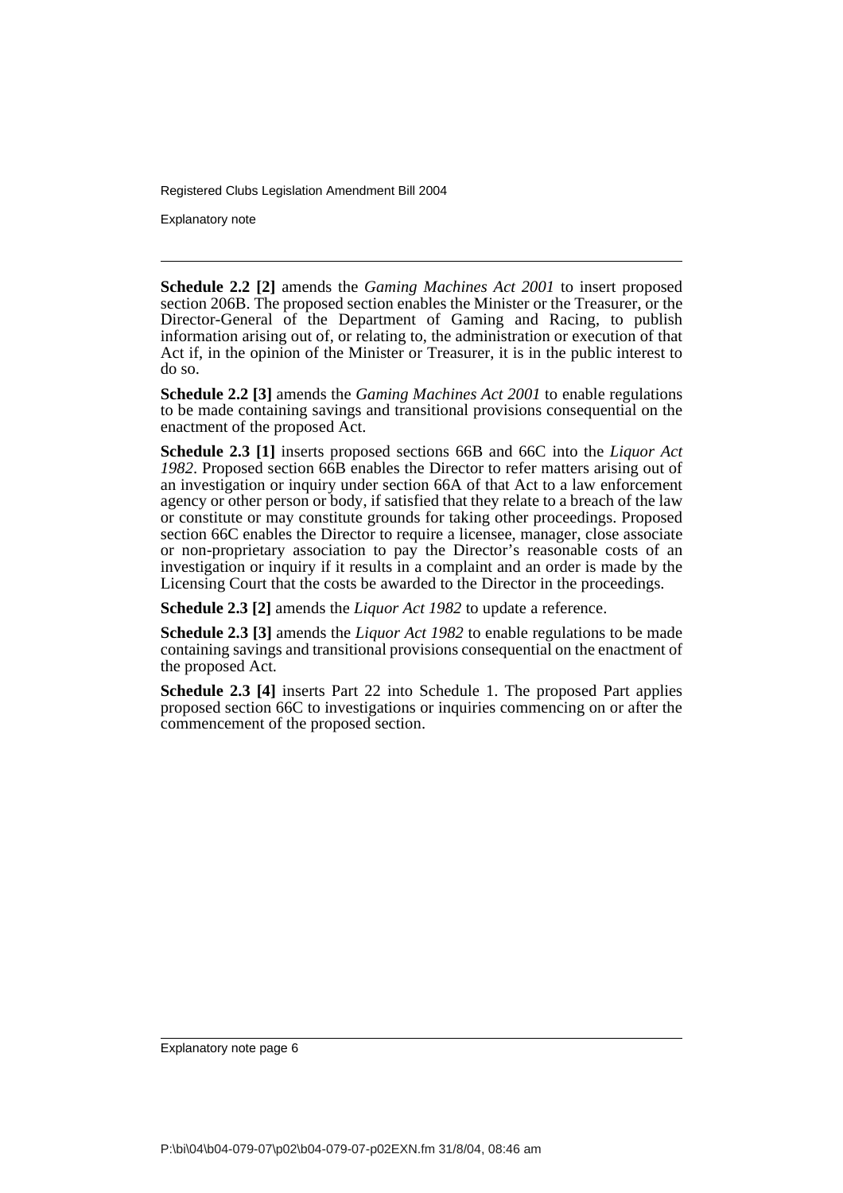**Schedule 2.2 [2]** amends the *Gaming Machines Act 2001* to insert proposed section 206B. The proposed section enables the Minister or the Treasurer, or the Director-General of the Department of Gaming and Racing, to publish information arising out of, or relating to, the administration or execution of that Act if, in the opinion of the Minister or Treasurer, it is in the public interest to do so.

**Schedule 2.2 [3]** amends the *Gaming Machines Act 2001* to enable regulations to be made containing savings and transitional provisions consequential on the enactment of the proposed Act.

**Schedule 2.3 [1]** inserts proposed sections 66B and 66C into the *Liquor Act 1982*. Proposed section 66B enables the Director to refer matters arising out of an investigation or inquiry under section 66A of that Act to a law enforcement agency or other person or body, if satisfied that they relate to a breach of the law or constitute or may constitute grounds for taking other proceedings. Proposed section 66C enables the Director to require a licensee, manager, close associate or non-proprietary association to pay the Director's reasonable costs of an investigation or inquiry if it results in a complaint and an order is made by the Licensing Court that the costs be awarded to the Director in the proceedings.

**Schedule 2.3 [2]** amends the *Liquor Act 1982* to update a reference.

**Schedule 2.3 [3]** amends the *Liquor Act 1982* to enable regulations to be made containing savings and transitional provisions consequential on the enactment of the proposed Act.

**Schedule 2.3 [4]** inserts Part 22 into Schedule 1. The proposed Part applies proposed section 66C to investigations or inquiries commencing on or after the commencement of the proposed section.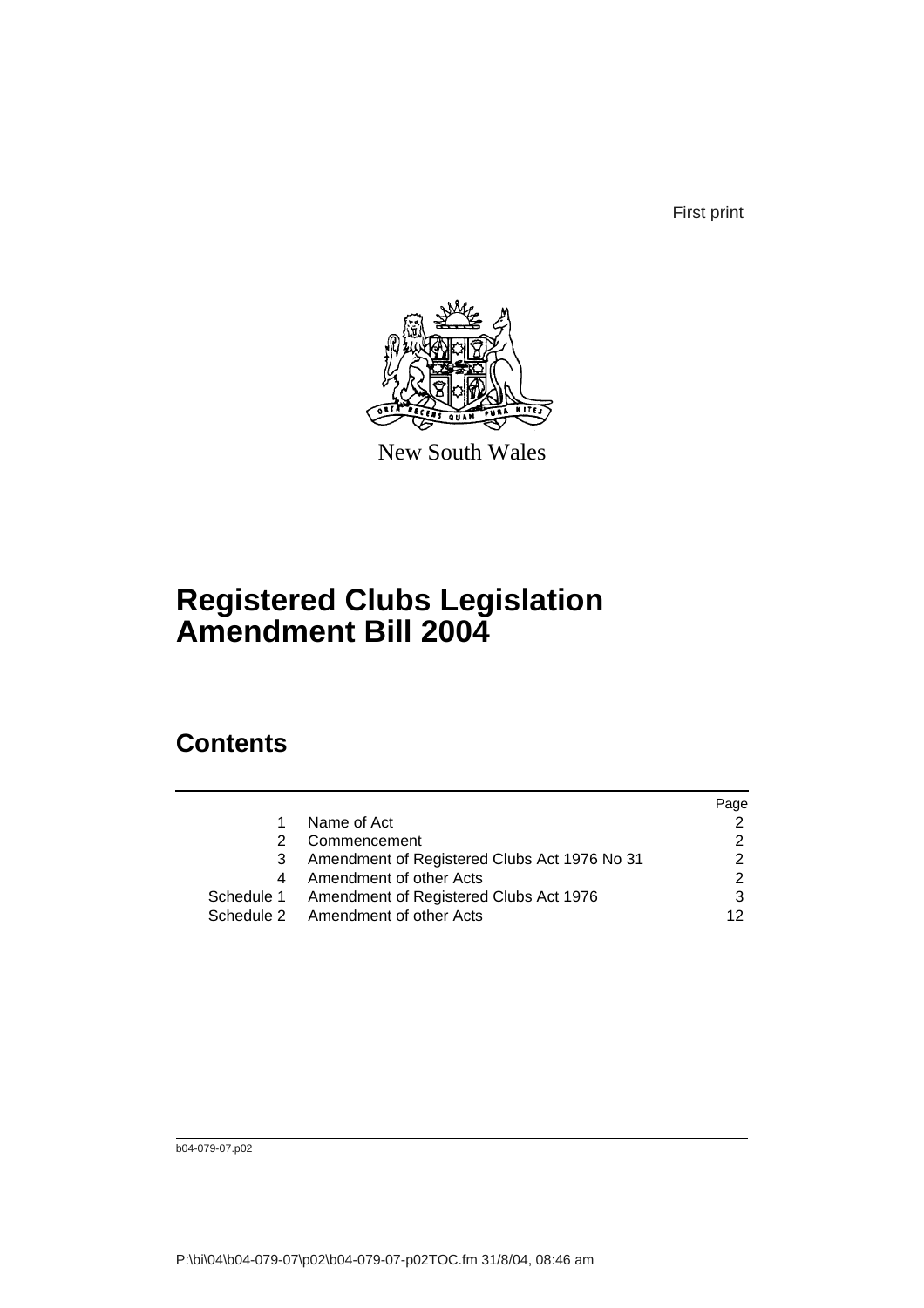First print

New South Wales

# Registered Clubs Legislation Amendment Bill 2004

## Contents

| | | Page |
|---|---|---|
| 1 | Name of Act | 2 |
| 2 | Commencement | 2 |
| 3 | Amendment of Registered Clubs Act 1976 No 31 | 2 |
| 4 | Amendment of other Acts | 2 |
| Schedule 1 | Amendment of Registered Clubs Act 1976 | 3 |
| Schedule 2 | Amendment of other Acts | 12 |

b04-079-07.p02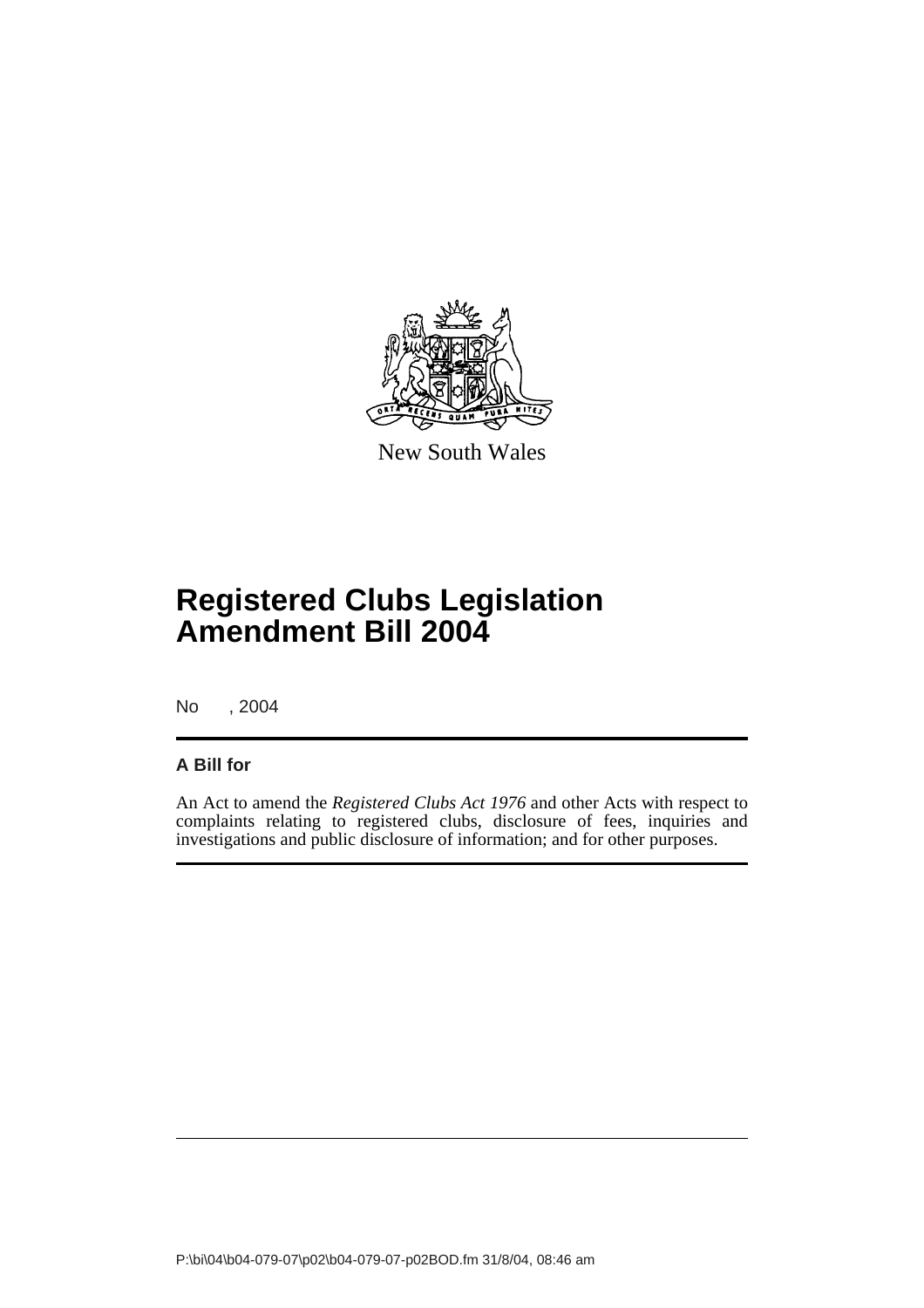New South Wales

# Registered Clubs Legislation Amendment Bill 2004

No , 2004

### A Bill for

An Act to amend the *Registered Clubs Act 1976* and other Acts with respect to complaints relating to registered clubs, disclosure of fees, inquiries and investigations and public disclosure of information; and for other purposes.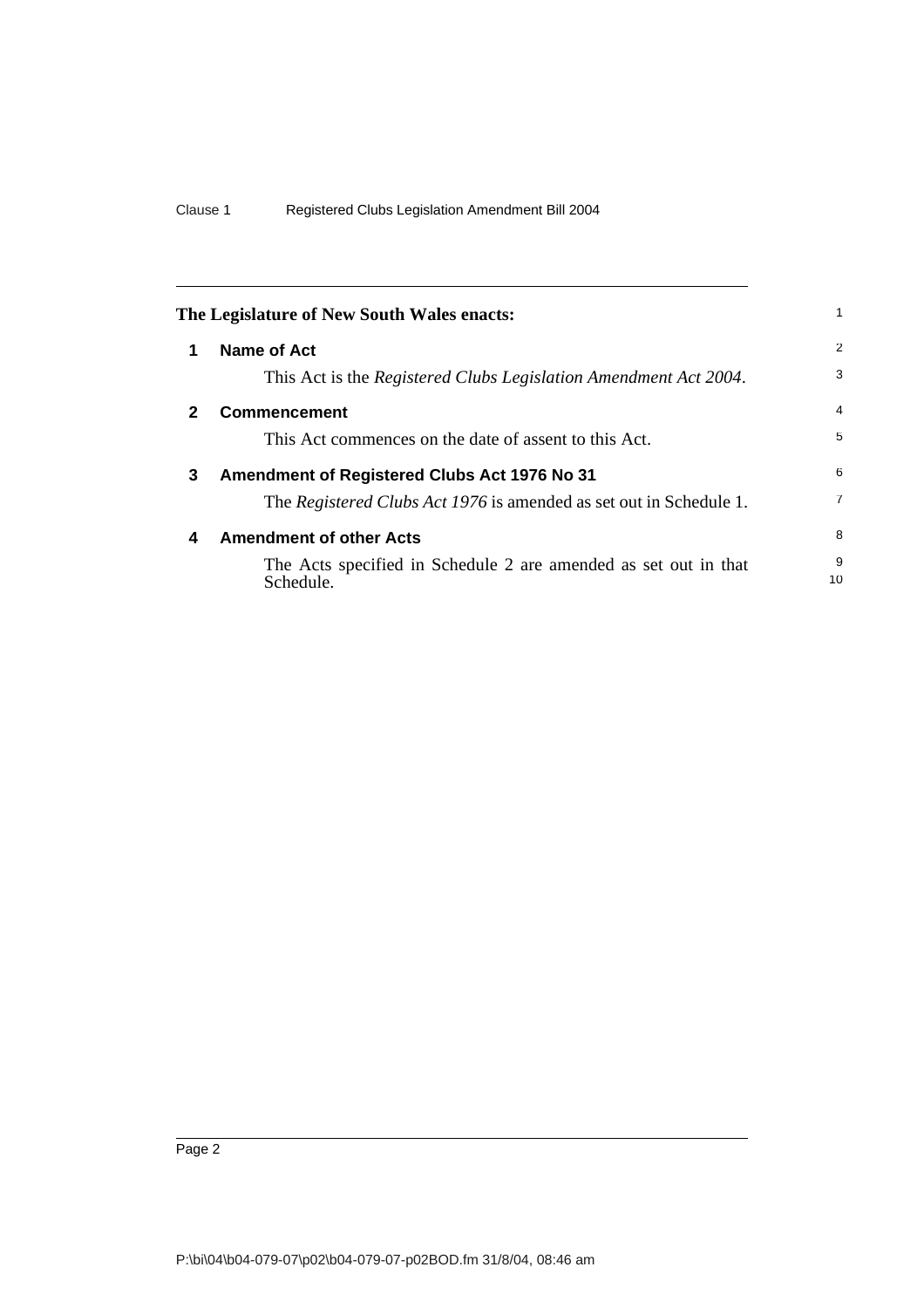**The Legislature of New South Wales enacts:**

## 1 Name of Act

This Act is the *Registered Clubs Legislation Amendment Act 2004*.

## 2 Commencement

This Act commences on the date of assent to this Act.

## 3 Amendment of Registered Clubs Act 1976 No 31

The *Registered Clubs Act 1976* is amended as set out in Schedule 1.

## 4 Amendment of other Acts

The Acts specified in Schedule 2 are amended as set out in that Schedule.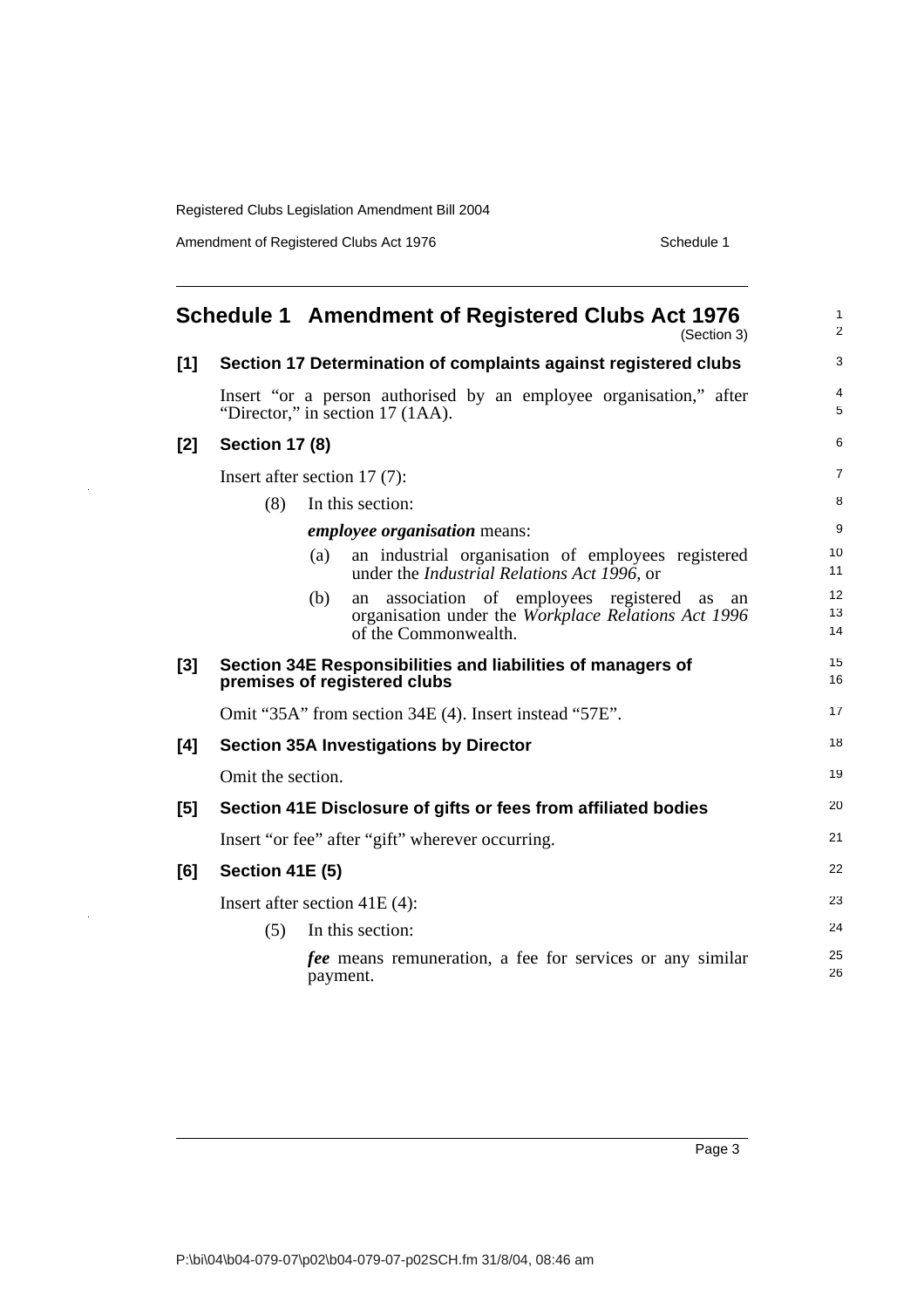## Schedule 1 Amendment of Registered Clubs Act 1976

(Section 3)

### [1] Section 17 Determination of complaints against registered clubs

Insert "or a person authorised by an employee organisation," after "Director," in section 17 (1AA).

### [2] Section 17 (8)

Insert after section 17 (7):

(8) In this section:

***employee organisation*** means:

(a) an industrial organisation of employees registered under the *Industrial Relations Act 1996*, or

(b) an association of employees registered as an organisation under the *Workplace Relations Act 1996* of the Commonwealth.

### [3] Section 34E Responsibilities and liabilities of managers of premises of registered clubs

Omit "35A" from section 34E (4). Insert instead "57E".

### [4] Section 35A Investigations by Director

Omit the section.

### [5] Section 41E Disclosure of gifts or fees from affiliated bodies

Insert "or fee" after "gift" wherever occurring.

### [6] Section 41E (5)

Insert after section 41E (4):

(5) In this section:

***fee*** means remuneration, a fee for services or any similar payment.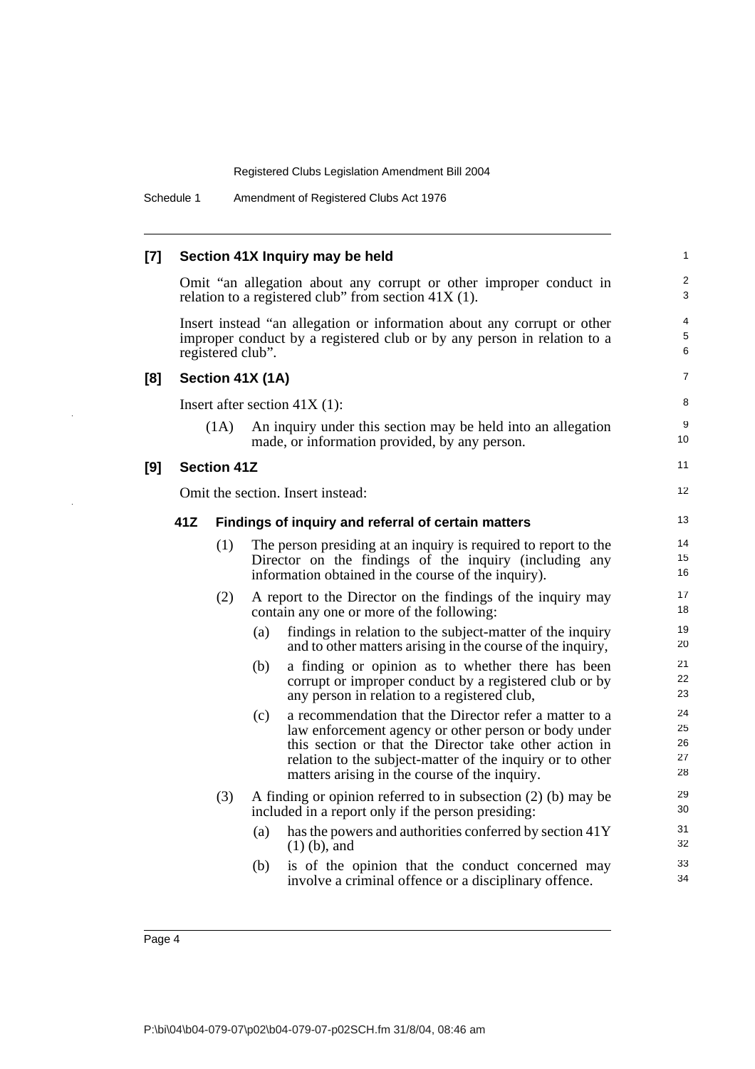**[7] Section 41X Inquiry may be held**

Omit "an allegation about any corrupt or other improper conduct in relation to a registered club" from section 41X (1).

Insert instead "an allegation or information about any corrupt or other improper conduct by a registered club or by any person in relation to a registered club".

**[8] Section 41X (1A)**

Insert after section 41X (1):

(1A) An inquiry under this section may be held into an allegation made, or information provided, by any person.

**[9] Section 41Z**

Omit the section. Insert instead:

**41Z Findings of inquiry and referral of certain matters**

(1) The person presiding at an inquiry is required to report to the Director on the findings of the inquiry (including any information obtained in the course of the inquiry).

(2) A report to the Director on the findings of the inquiry may contain any one or more of the following:

(a) findings in relation to the subject-matter of the inquiry and to other matters arising in the course of the inquiry,

(b) a finding or opinion as to whether there has been corrupt or improper conduct by a registered club or by any person in relation to a registered club,

(c) a recommendation that the Director refer a matter to a law enforcement agency or other person or body under this section or that the Director take other action in relation to the subject-matter of the inquiry or to other matters arising in the course of the inquiry.

(3) A finding or opinion referred to in subsection (2) (b) may be included in a report only if the person presiding:

(a) has the powers and authorities conferred by section 41Y (1) (b), and

(b) is of the opinion that the conduct concerned may involve a criminal offence or a disciplinary offence.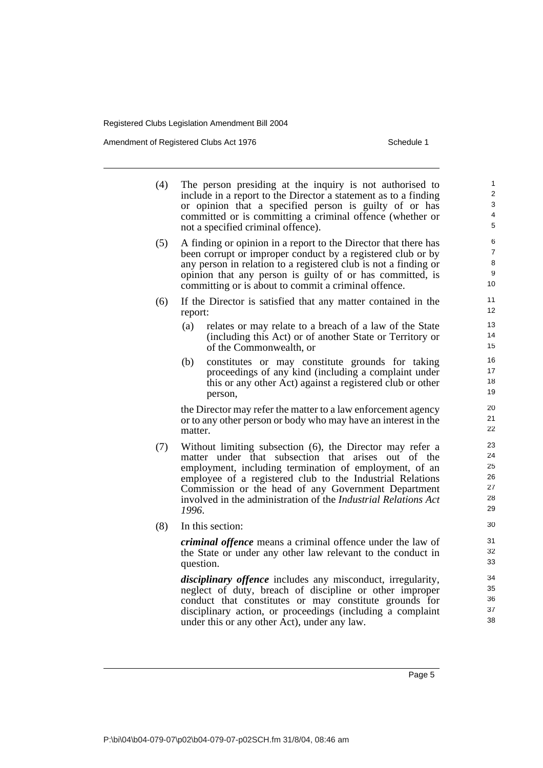(4) The person presiding at the inquiry is not authorised to include in a report to the Director a statement as to a finding or opinion that a specified person is guilty of or has committed or is committing a criminal offence (whether or not a specified criminal offence).

(5) A finding or opinion in a report to the Director that there has been corrupt or improper conduct by a registered club or by any person in relation to a registered club is not a finding or opinion that any person is guilty of or has committed, is committing or is about to commit a criminal offence.

(6) If the Director is satisfied that any matter contained in the report:

  (a) relates or may relate to a breach of a law of the State (including this Act) or of another State or Territory or of the Commonwealth, or

  (b) constitutes or may constitute grounds for taking proceedings of any kind (including a complaint under this or any other Act) against a registered club or other person,

the Director may refer the matter to a law enforcement agency or to any other person or body who may have an interest in the matter.

(7) Without limiting subsection (6), the Director may refer a matter under that subsection that arises out of the employment, including termination of employment, of an employee of a registered club to the Industrial Relations Commission or the head of any Government Department involved in the administration of the *Industrial Relations Act 1996*.

(8) In this section:

***criminal offence*** means a criminal offence under the law of the State or under any other law relevant to the conduct in question.

***disciplinary offence*** includes any misconduct, irregularity, neglect of duty, breach of discipline or other improper conduct that constitutes or may constitute grounds for disciplinary action, or proceedings (including a complaint under this or any other Act), under any law.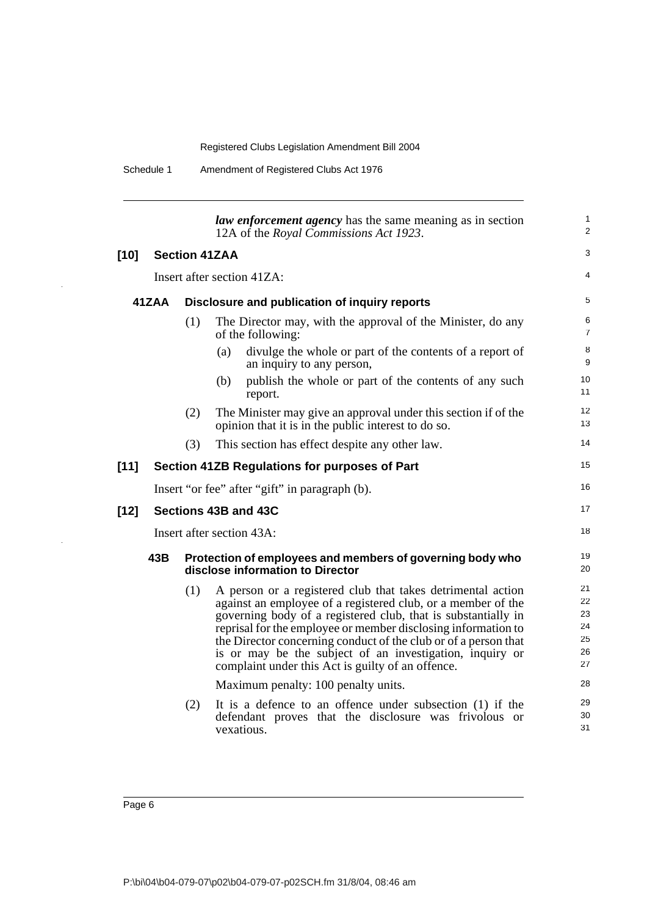***law enforcement agency*** has the same meaning as in section 12A of the *Royal Commissions Act 1923*.

### [10] Section 41ZAA

Insert after section 41ZA:

#### 41ZAA Disclosure and publication of inquiry reports

(1) The Director may, with the approval of the Minister, do any of the following:

  (a) divulge the whole or part of the contents of a report of an inquiry to any person,

  (b) publish the whole or part of the contents of any such report.

(2) The Minister may give an approval under this section if of the opinion that it is in the public interest to do so.

(3) This section has effect despite any other law.

### [11] Section 41ZB Regulations for purposes of Part

Insert "or fee" after "gift" in paragraph (b).

### [12] Sections 43B and 43C

Insert after section 43A:

#### 43B Protection of employees and members of governing body who disclose information to Director

(1) A person or a registered club that takes detrimental action against an employee of a registered club, or a member of the governing body of a registered club, that is substantially in reprisal for the employee or member disclosing information to the Director concerning conduct of the club or of a person that is or may be the subject of an investigation, inquiry or complaint under this Act is guilty of an offence.

Maximum penalty: 100 penalty units.

(2) It is a defence to an offence under subsection (1) if the defendant proves that the disclosure was frivolous or vexatious.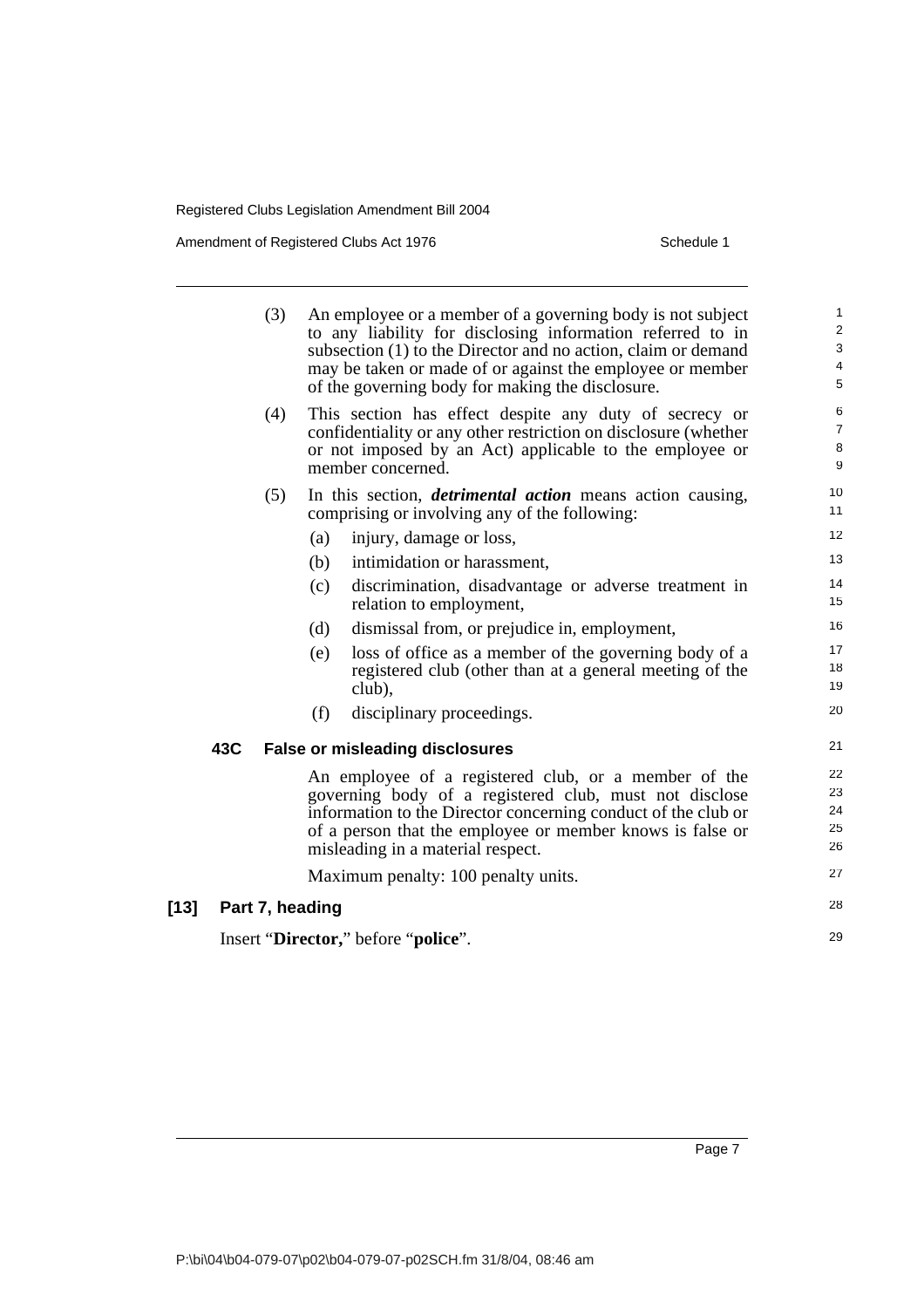(3) An employee or a member of a governing body is not subject to any liability for disclosing information referred to in subsection (1) to the Director and no action, claim or demand may be taken or made of or against the employee or member of the governing body for making the disclosure.

(4) This section has effect despite any duty of secrecy or confidentiality or any other restriction on disclosure (whether or not imposed by an Act) applicable to the employee or member concerned.

(5) In this section, ***detrimental action*** means action causing, comprising or involving any of the following:

- (a) injury, damage or loss,
- (b) intimidation or harassment,
- (c) discrimination, disadvantage or adverse treatment in relation to employment,
- (d) dismissal from, or prejudice in, employment,
- (e) loss of office as a member of the governing body of a registered club (other than at a general meeting of the club),
- (f) disciplinary proceedings.

### 43C False or misleading disclosures

An employee of a registered club, or a member of the governing body of a registered club, must not disclose information to the Director concerning conduct of the club or of a person that the employee or member knows is false or misleading in a material respect.

Maximum penalty: 100 penalty units.

## [13] Part 7, heading

Insert "**Director,**" before "**police**".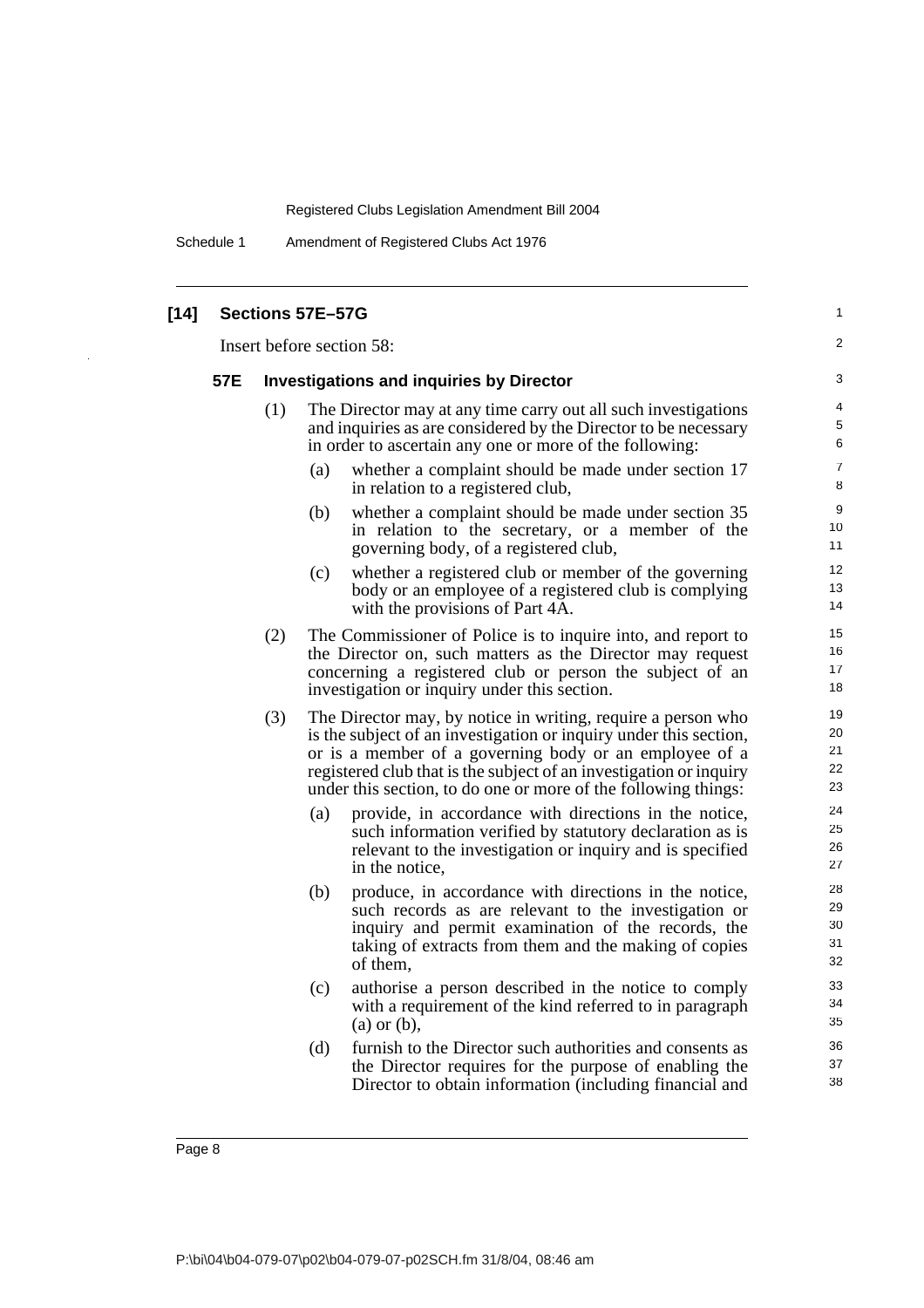## [14] Sections 57E–57G

Insert before section 58:

### 57E Investigations and inquiries by Director

(1) The Director may at any time carry out all such investigations and inquiries as are considered by the Director to be necessary in order to ascertain any one or more of the following:

(a) whether a complaint should be made under section 17 in relation to a registered club,

(b) whether a complaint should be made under section 35 in relation to the secretary, or a member of the governing body, of a registered club,

(c) whether a registered club or member of the governing body or an employee of a registered club is complying with the provisions of Part 4A.

(2) The Commissioner of Police is to inquire into, and report to the Director on, such matters as the Director may request concerning a registered club or person the subject of an investigation or inquiry under this section.

(3) The Director may, by notice in writing, require a person who is the subject of an investigation or inquiry under this section, or is a member of a governing body or an employee of a registered club that is the subject of an investigation or inquiry under this section, to do one or more of the following things:

(a) provide, in accordance with directions in the notice, such information verified by statutory declaration as is relevant to the investigation or inquiry and is specified in the notice,

(b) produce, in accordance with directions in the notice, such records as are relevant to the investigation or inquiry and permit examination of the records, the taking of extracts from them and the making of copies of them,

(c) authorise a person described in the notice to comply with a requirement of the kind referred to in paragraph (a) or (b),

(d) furnish to the Director such authorities and consents as the Director requires for the purpose of enabling the Director to obtain information (including financial and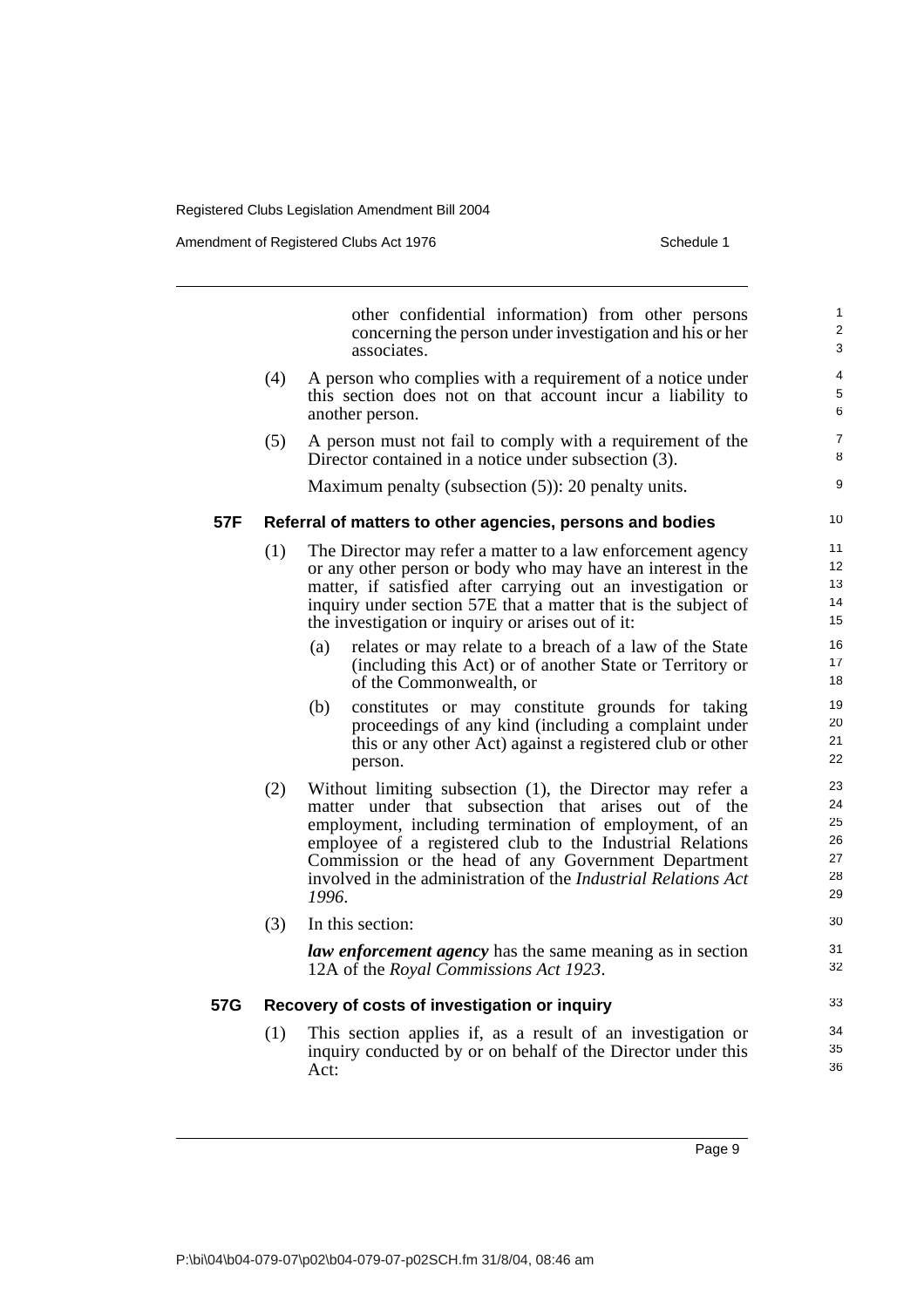other confidential information) from other persons concerning the person under investigation and his or her associates.

(4) A person who complies with a requirement of a notice under this section does not on that account incur a liability to another person.

(5) A person must not fail to comply with a requirement of the Director contained in a notice under subsection (3).

Maximum penalty (subsection (5)): 20 penalty units.

**57F Referral of matters to other agencies, persons and bodies**

(1) The Director may refer a matter to a law enforcement agency or any other person or body who may have an interest in the matter, if satisfied after carrying out an investigation or inquiry under section 57E that a matter that is the subject of the investigation or inquiry or arises out of it:

(a) relates or may relate to a breach of a law of the State (including this Act) or of another State or Territory or of the Commonwealth, or

(b) constitutes or may constitute grounds for taking proceedings of any kind (including a complaint under this or any other Act) against a registered club or other person.

(2) Without limiting subsection (1), the Director may refer a matter under that subsection that arises out of the employment, including termination of employment, of an employee of a registered club to the Industrial Relations Commission or the head of any Government Department involved in the administration of the *Industrial Relations Act 1996*.

(3) In this section:

***law enforcement agency*** has the same meaning as in section 12A of the *Royal Commissions Act 1923*.

**57G Recovery of costs of investigation or inquiry**

(1) This section applies if, as a result of an investigation or inquiry conducted by or on behalf of the Director under this Act: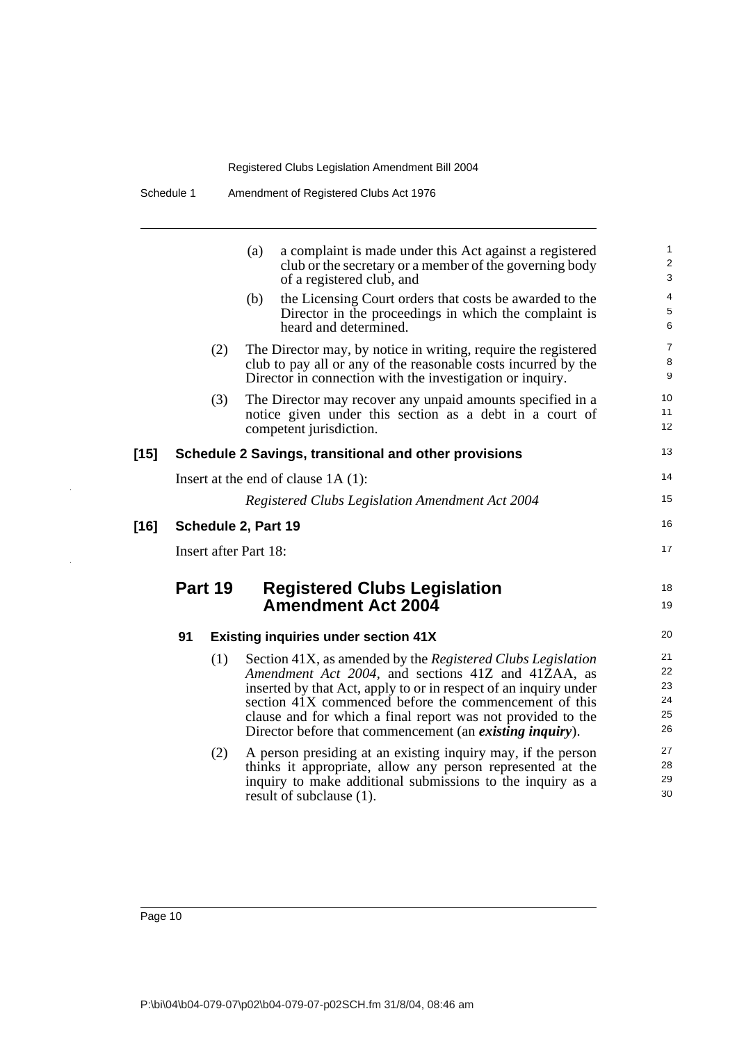(a) a complaint is made under this Act against a registered club or the secretary or a member of the governing body of a registered club, and

(b) the Licensing Court orders that costs be awarded to the Director in the proceedings in which the complaint is heard and determined.

(2) The Director may, by notice in writing, require the registered club to pay all or any of the reasonable costs incurred by the Director in connection with the investigation or inquiry.

(3) The Director may recover any unpaid amounts specified in a notice given under this section as a debt in a court of competent jurisdiction.

**[15] Schedule 2 Savings, transitional and other provisions**

Insert at the end of clause 1A (1):

*Registered Clubs Legislation Amendment Act 2004*

**[16] Schedule 2, Part 19**

Insert after Part 18:

## Part 19 Registered Clubs Legislation Amendment Act 2004

### 91 Existing inquiries under section 41X

(1) Section 41X, as amended by the *Registered Clubs Legislation Amendment Act 2004*, and sections 41Z and 41ZAA, as inserted by that Act, apply to or in respect of an inquiry under section 41X commenced before the commencement of this clause and for which a final report was not provided to the Director before that commencement (an ***existing inquiry***).

(2) A person presiding at an existing inquiry may, if the person thinks it appropriate, allow any person represented at the inquiry to make additional submissions to the inquiry as a result of subclause (1).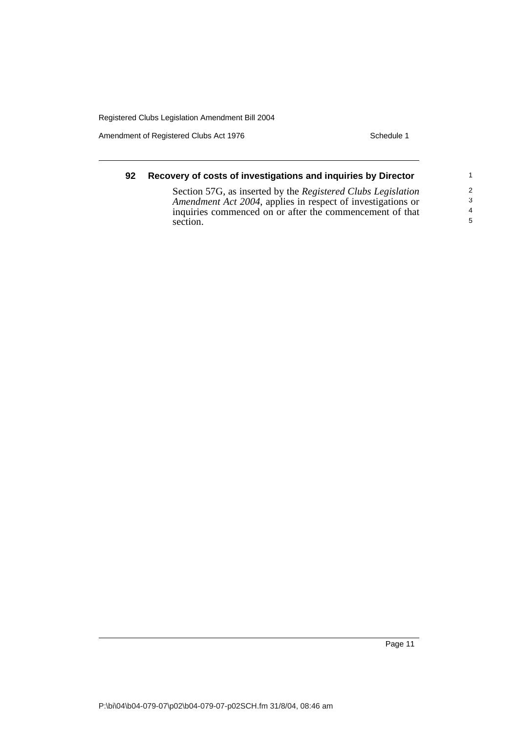### 92 Recovery of costs of investigations and inquiries by Director

Section 57G, as inserted by the *Registered Clubs Legislation Amendment Act 2004*, applies in respect of investigations or inquiries commenced on or after the commencement of that section.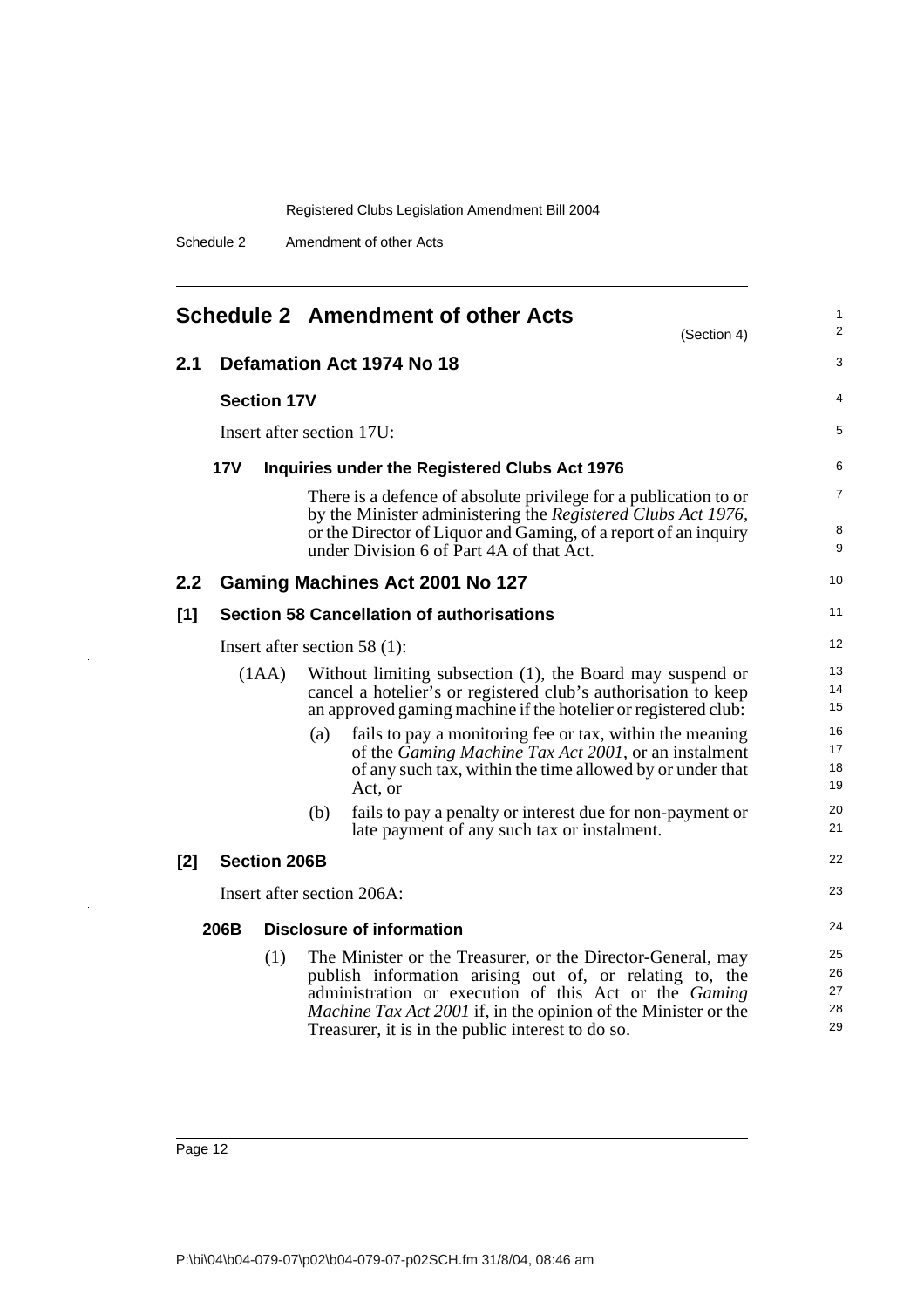## Schedule 2 Amendment of other Acts

(Section 4)

### 2.1 Defamation Act 1974 No 18

**Section 17V**

Insert after section 17U:

**17V Inquiries under the Registered Clubs Act 1976**

There is a defence of absolute privilege for a publication to or by the Minister administering the *Registered Clubs Act 1976*, or the Director of Liquor and Gaming, of a report of an inquiry under Division 6 of Part 4A of that Act.

### 2.2 Gaming Machines Act 2001 No 127

**[1] Section 58 Cancellation of authorisations**

Insert after section 58 (1):

(1AA) Without limiting subsection (1), the Board may suspend or cancel a hotelier's or registered club's authorisation to keep an approved gaming machine if the hotelier or registered club:

(a) fails to pay a monitoring fee or tax, within the meaning of the *Gaming Machine Tax Act 2001*, or an instalment of any such tax, within the time allowed by or under that Act, or

(b) fails to pay a penalty or interest due for non-payment or late payment of any such tax or instalment.

**[2] Section 206B**

Insert after section 206A:

**206B Disclosure of information**

(1) The Minister or the Treasurer, or the Director-General, may publish information arising out of, or relating to, the administration or execution of this Act or the *Gaming Machine Tax Act 2001* if, in the opinion of the Minister or the Treasurer, it is in the public interest to do so.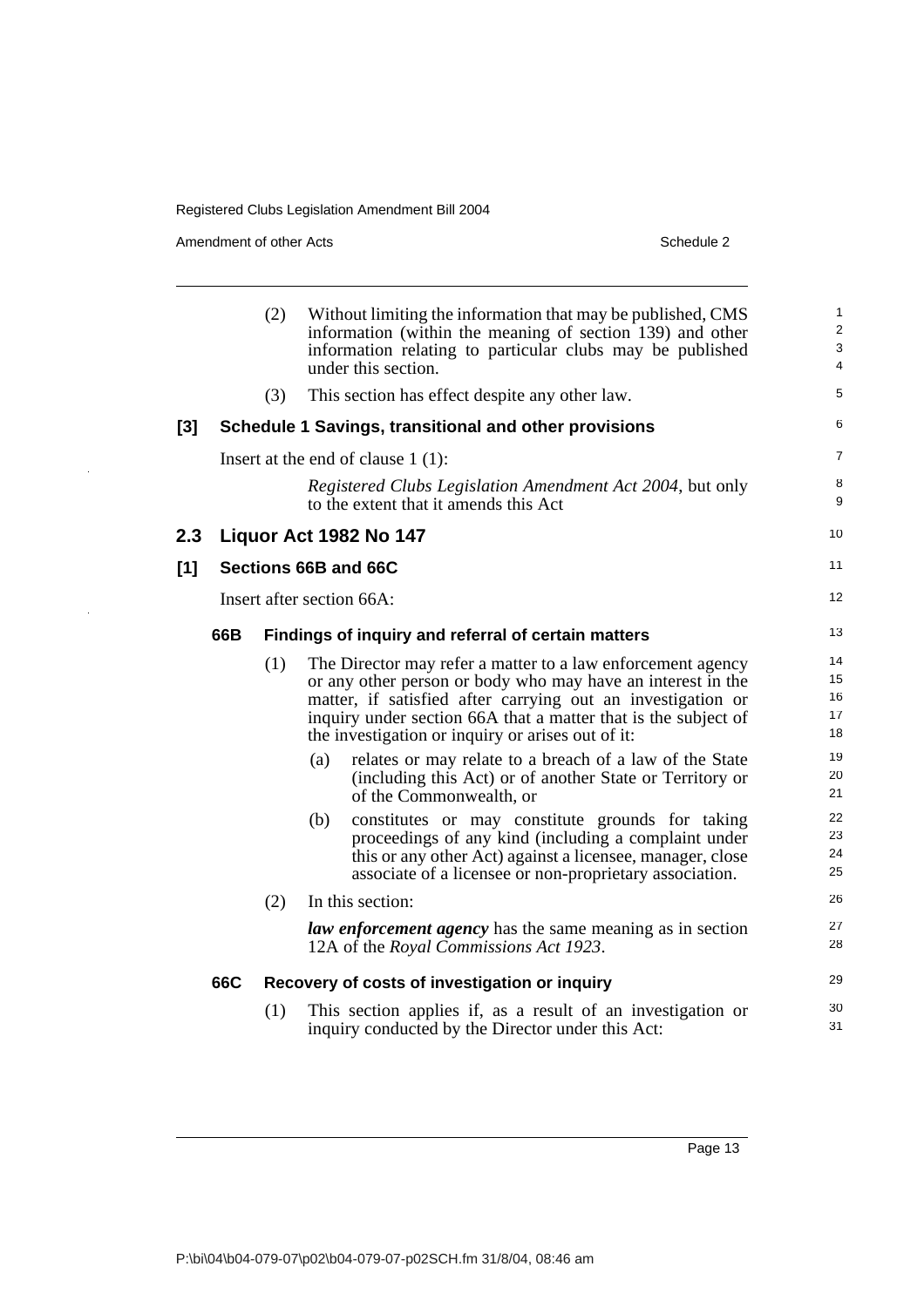(2) Without limiting the information that may be published, CMS information (within the meaning of section 139) and other information relating to particular clubs may be published under this section.

(3) This section has effect despite any other law.

**[3] Schedule 1 Savings, transitional and other provisions**

Insert at the end of clause 1 (1):

*Registered Clubs Legislation Amendment Act 2004*, but only to the extent that it amends this Act

## 2.3 Liquor Act 1982 No 147

**[1] Sections 66B and 66C**

Insert after section 66A:

### 66B Findings of inquiry and referral of certain matters

(1) The Director may refer a matter to a law enforcement agency or any other person or body who may have an interest in the matter, if satisfied after carrying out an investigation or inquiry under section 66A that a matter that is the subject of the investigation or inquiry or arises out of it:

(a) relates or may relate to a breach of a law of the State (including this Act) or of another State or Territory or of the Commonwealth, or

(b) constitutes or may constitute grounds for taking proceedings of any kind (including a complaint under this or any other Act) against a licensee, manager, close associate of a licensee or non-proprietary association.

(2) In this section:

***law enforcement agency*** has the same meaning as in section 12A of the *Royal Commissions Act 1923*.

### 66C Recovery of costs of investigation or inquiry

(1) This section applies if, as a result of an investigation or inquiry conducted by the Director under this Act: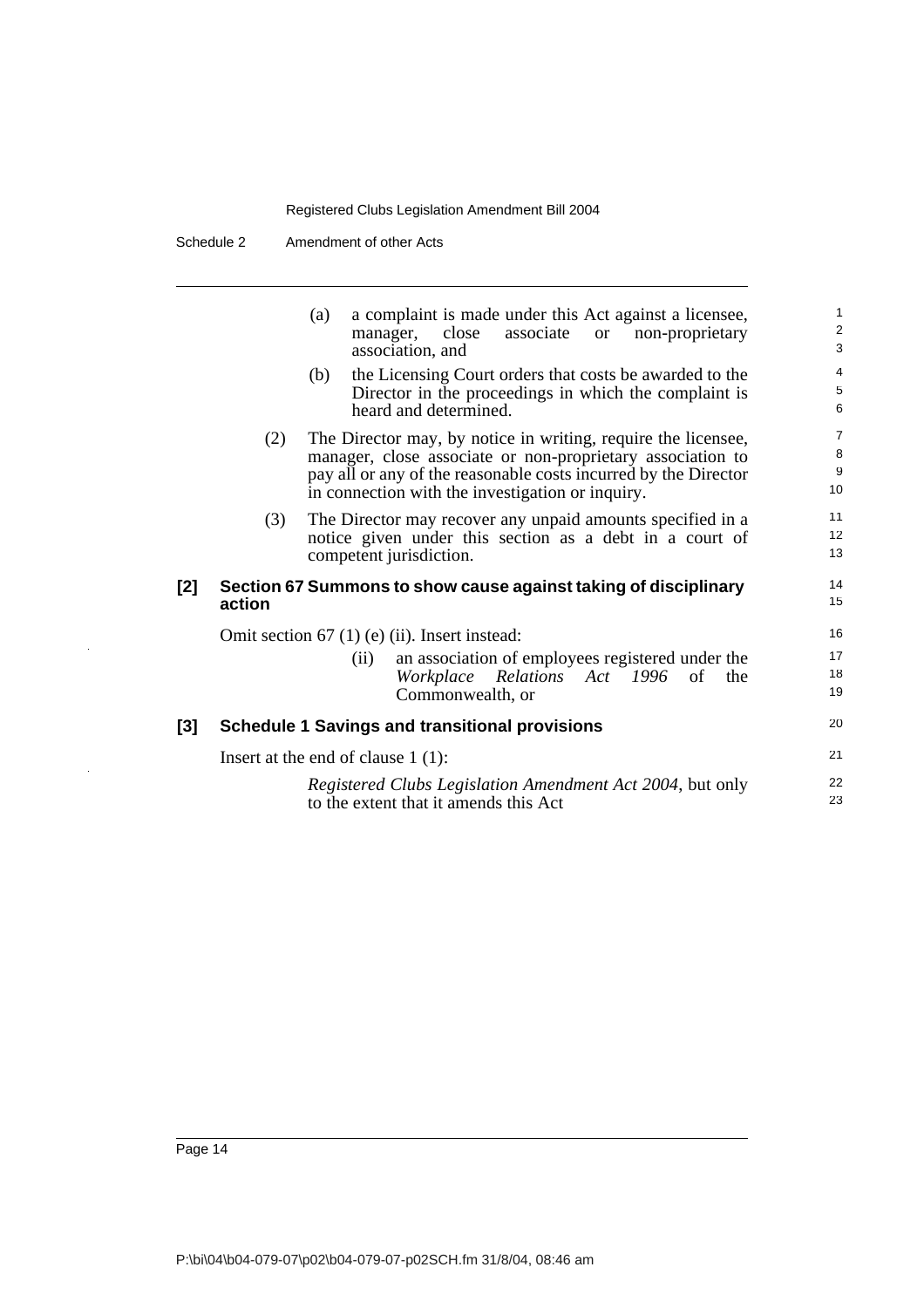(a) a complaint is made under this Act against a licensee, manager, close associate or non-proprietary association, and

(b) the Licensing Court orders that costs be awarded to the Director in the proceedings in which the complaint is heard and determined.

(2) The Director may, by notice in writing, require the licensee, manager, close associate or non-proprietary association to pay all or any of the reasonable costs incurred by the Director in connection with the investigation or inquiry.

(3) The Director may recover any unpaid amounts specified in a notice given under this section as a debt in a court of competent jurisdiction.

### [2] Section 67 Summons to show cause against taking of disciplinary action

Omit section 67 (1) (e) (ii). Insert instead:

(ii) an association of employees registered under the *Workplace Relations Act 1996* of the Commonwealth, or

### [3] Schedule 1 Savings and transitional provisions

Insert at the end of clause 1 (1):

*Registered Clubs Legislation Amendment Act 2004*, but only to the extent that it amends this Act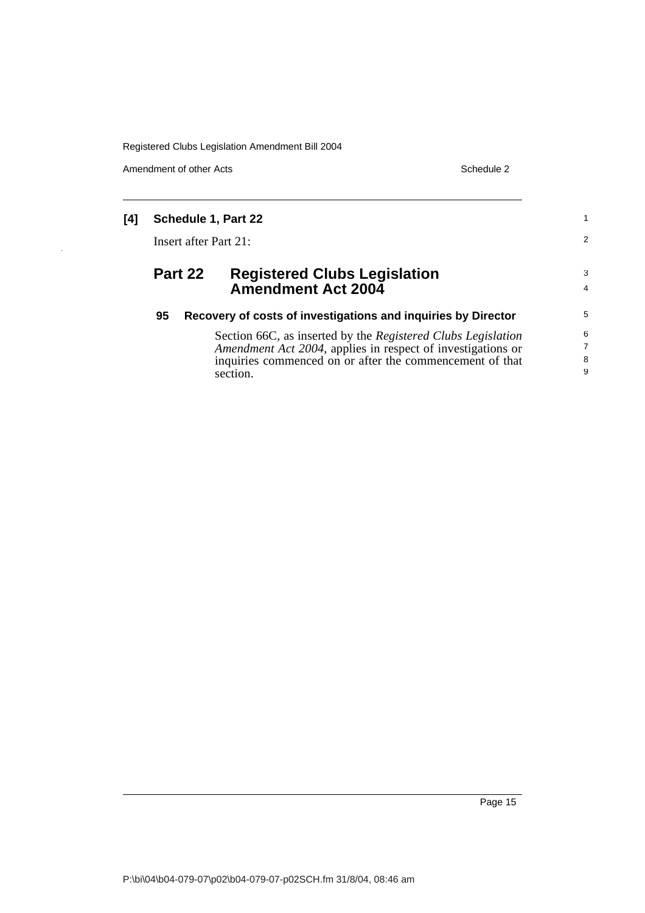**[4] Schedule 1, Part 22**

Insert after Part 21:

## Part 22 Registered Clubs Legislation Amendment Act 2004

### 95 Recovery of costs of investigations and inquiries by Director

Section 66C, as inserted by the *Registered Clubs Legislation Amendment Act 2004*, applies in respect of investigations or inquiries commenced on or after the commencement of that section.